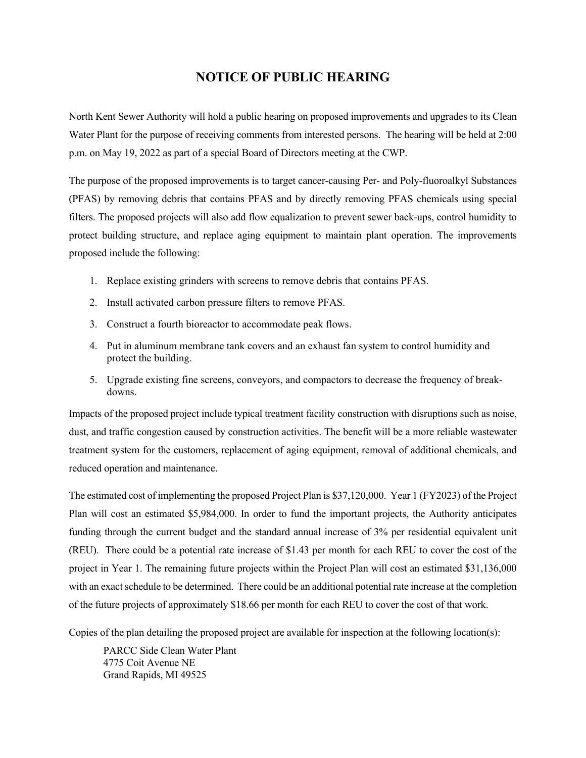# NOTICE OF PUBLIC HEARING

North Kent Sewer Authority will hold a public hearing on proposed improvements and upgrades to its Clean Water Plant for the purpose of receiving comments from interested persons. The hearing will be held at 2:00 p.m. on May 19, 2022 as part of a special Board of Directors meeting at the CWP.

The purpose of the proposed improvements is to target cancer-causing Per- and Poly-fluoroalkyl Substances (PFAS) by removing debris that contains PFAS and by directly removing PFAS chemicals using special filters. The proposed projects will also add flow equalization to prevent sewer back-ups, control humidity to protect building structure, and replace aging equipment to maintain plant operation. The improvements proposed include the following:

1. Replace existing grinders with screens to remove debris that contains PFAS.
2. Install activated carbon pressure filters to remove PFAS.
3. Construct a fourth bioreactor to accommodate peak flows.
4. Put in aluminum membrane tank covers and an exhaust fan system to control humidity and protect the building.
5. Upgrade existing fine screens, conveyors, and compactors to decrease the frequency of break-downs.

Impacts of the proposed project include typical treatment facility construction with disruptions such as noise, dust, and traffic congestion caused by construction activities. The benefit will be a more reliable wastewater treatment system for the customers, replacement of aging equipment, removal of additional chemicals, and reduced operation and maintenance.

The estimated cost of implementing the proposed Project Plan is $37,120,000. Year 1 (FY2023) of the Project Plan will cost an estimated $5,984,000. In order to fund the important projects, the Authority anticipates funding through the current budget and the standard annual increase of 3% per residential equivalent unit (REU). There could be a potential rate increase of $1.43 per month for each REU to cover the cost of the project in Year 1. The remaining future projects within the Project Plan will cost an estimated $31,136,000 with an exact schedule to be determined. There could be an additional potential rate increase at the completion of the future projects of approximately $18.66 per month for each REU to cover the cost of that work.

Copies of the plan detailing the proposed project are available for inspection at the following location(s):

PARCC Side Clean Water Plant
4775 Coit Avenue NE
Grand Rapids, MI 49525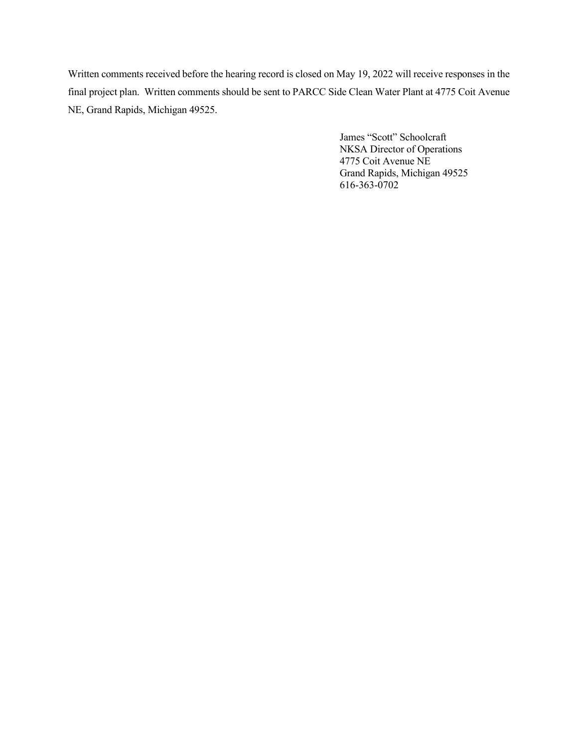Written comments received before the hearing record is closed on May 19, 2022 will receive responses in the final project plan. Written comments should be sent to PARCC Side Clean Water Plant at 4775 Coit Avenue NE, Grand Rapids, Michigan 49525.

James "Scott" Schoolcraft  
NKSA Director of Operations  
4775 Coit Avenue NE  
Grand Rapids, Michigan 49525  
616-363-0702